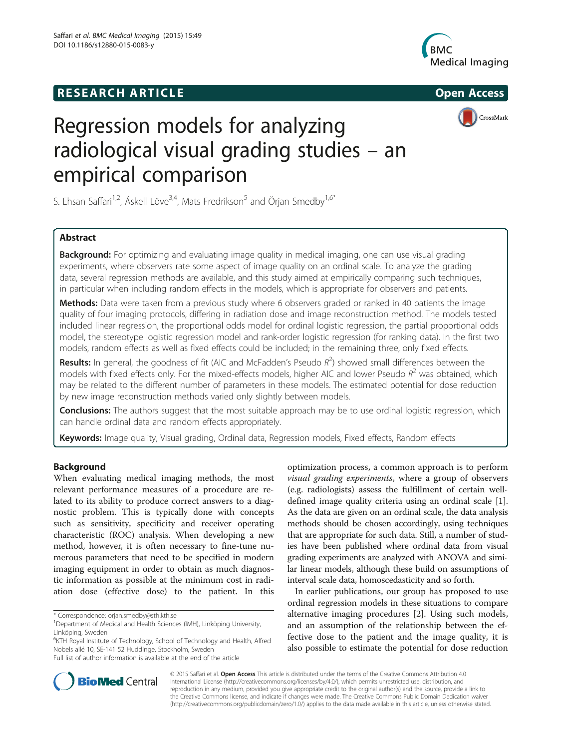RESEARCH ARTICLE

Open Access

# Regression models for analyzing radiological visual grading studies – an empirical comparison

S. Ehsan Saffari[1,2], Áskell Löve[3,4], Mats Fredrikson[5] and Örjan Smedby[1,6*]

## Abstract

**Background:** For optimizing and evaluating image quality in medical imaging, one can use visual grading experiments, where observers rate some aspect of image quality on an ordinal scale. To analyze the grading data, several regression methods are available, and this study aimed at empirically comparing such techniques, in particular when including random effects in the models, which is appropriate for observers and patients.

**Methods:** Data were taken from a previous study where 6 observers graded or ranked in 40 patients the image quality of four imaging protocols, differing in radiation dose and image reconstruction method. The models tested included linear regression, the proportional odds model for ordinal logistic regression, the partial proportional odds model, the stereotype logistic regression model and rank-order logistic regression (for ranking data). In the first two models, random effects as well as fixed effects could be included; in the remaining three, only fixed effects.

**Results:** In general, the goodness of fit (AIC and McFadden's Pseudo $R^2$) showed small differences between the models with fixed effects only. For the mixed-effects models, higher AIC and lower Pseudo $R^2$ was obtained, which may be related to the different number of parameters in these models. The estimated potential for dose reduction by new image reconstruction methods varied only slightly between models.

**Conclusions:** The authors suggest that the most suitable approach may be to use ordinal logistic regression, which can handle ordinal data and random effects appropriately.

**Keywords:** Image quality, Visual grading, Ordinal data, Regression models, Fixed effects, Random effects

## Background

When evaluating medical imaging methods, the most relevant performance measures of a procedure are related to its ability to produce correct answers to a diagnostic problem. This is typically done with concepts such as sensitivity, specificity and receiver operating characteristic (ROC) analysis. When developing a new method, however, it is often necessary to fine-tune numerous parameters that need to be specified in modern imaging equipment in order to obtain as much diagnostic information as possible at the minimum cost in radiation dose (effective dose) to the patient. In this optimization process, a common approach is to perform *visual grading experiments*, where a group of observers (e.g. radiologists) assess the fulfillment of certain well-defined image quality criteria using an ordinal scale [1]. As the data are given on an ordinal scale, the data analysis methods should be chosen accordingly, using techniques that are appropriate for such data. Still, a number of studies have been published where ordinal data from visual grading experiments are analyzed with ANOVA and similar linear models, although these build on assumptions of interval scale data, homoscedasticity and so forth.

In earlier publications, our group has proposed to use ordinal regression models in these situations to compare alternative imaging procedures [2]. Using such models, and an assumption of the relationship between the effective dose to the patient and the image quality, it is also possible to estimate the potential for dose reduction

\* Correspondence: orjan.smedby@sth.kth.se
[1]Department of Medical and Health Sciences (IMH), Linköping University, Linköping, Sweden
[6]KTH Royal Institute of Technology, School of Technology and Health, Alfred Nobels allé 10, SE-141 52 Huddinge, Stockholm, Sweden
Full list of author information is available at the end of the article

© 2015 Saffari et al. **Open Access** This article is distributed under the terms of the Creative Commons Attribution 4.0 International License (http://creativecommons.org/licenses/by/4.0/), which permits unrestricted use, distribution, and reproduction in any medium, provided you give appropriate credit to the original author(s) and the source, provide a link to the Creative Commons license, and indicate if changes were made. The Creative Commons Public Domain Dedication waiver (http://creativecommons.org/publicdomain/zero/1.0/) applies to the data made available in this article, unless otherwise stated.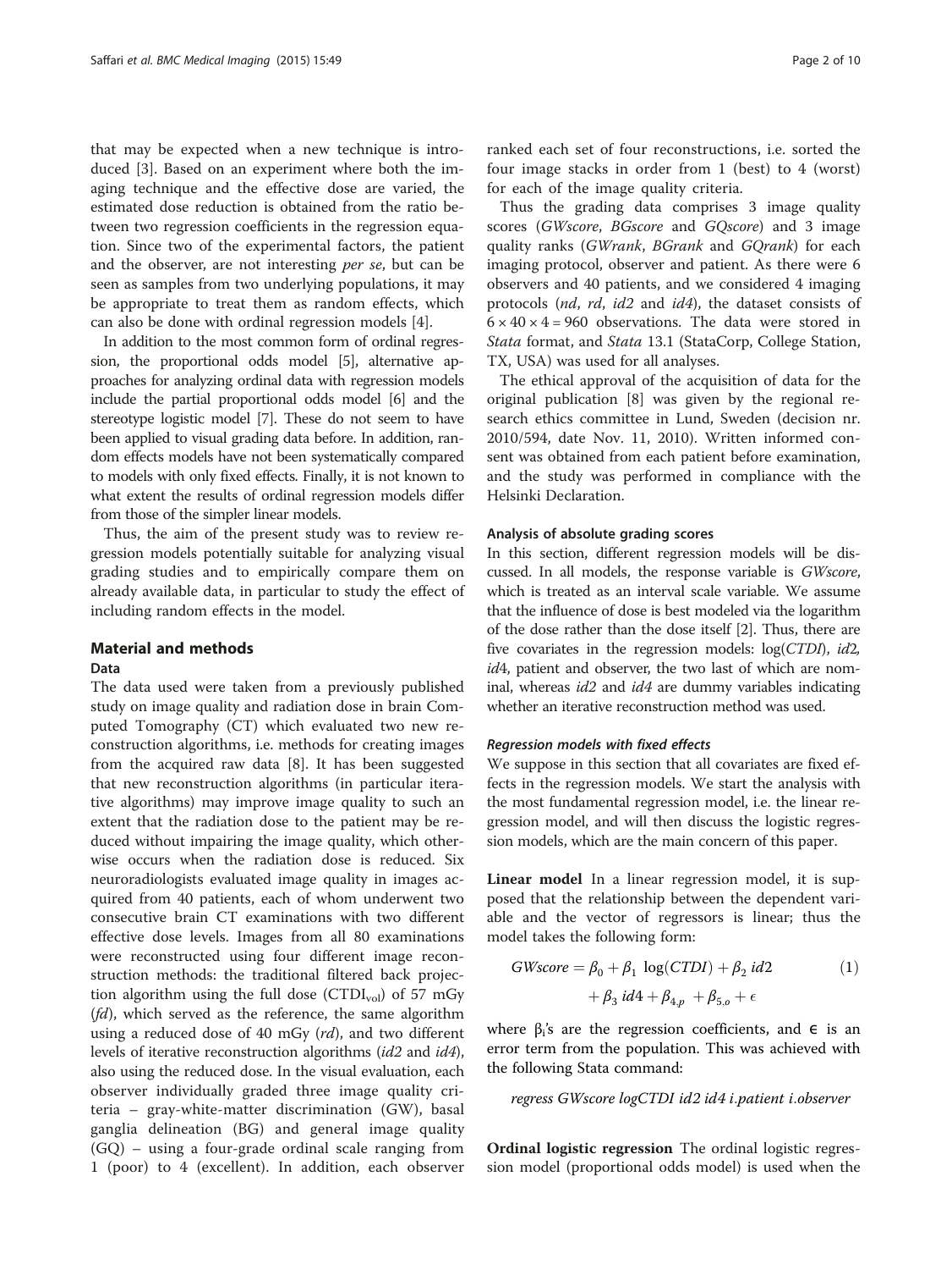that may be expected when a new technique is introduced [3]. Based on an experiment where both the imaging technique and the effective dose are varied, the estimated dose reduction is obtained from the ratio between two regression coefficients in the regression equation. Since two of the experimental factors, the patient and the observer, are not interesting *per se*, but can be seen as samples from two underlying populations, it may be appropriate to treat them as random effects, which can also be done with ordinal regression models [4].

In addition to the most common form of ordinal regression, the proportional odds model [5], alternative approaches for analyzing ordinal data with regression models include the partial proportional odds model [6] and the stereotype logistic model [7]. These do not seem to have been applied to visual grading data before. In addition, random effects models have not been systematically compared to models with only fixed effects. Finally, it is not known to what extent the results of ordinal regression models differ from those of the simpler linear models.

Thus, the aim of the present study was to review regression models potentially suitable for analyzing visual grading studies and to empirically compare them on already available data, in particular to study the effect of including random effects in the model.

## Material and methods

### Data

The data used were taken from a previously published study on image quality and radiation dose in brain Computed Tomography (CT) which evaluated two new reconstruction algorithms, i.e. methods for creating images from the acquired raw data [8]. It has been suggested that new reconstruction algorithms (in particular iterative algorithms) may improve image quality to such an extent that the radiation dose to the patient may be reduced without impairing the image quality, which otherwise occurs when the radiation dose is reduced. Six neuroradiologists evaluated image quality in images acquired from 40 patients, each of whom underwent two consecutive brain CT examinations with two different effective dose levels. Images from all 80 examinations were reconstructed using four different image reconstruction methods: the traditional filtered back projection algorithm using the full dose ($CTDI_{vol}$) of 57 mGy (*fd*), which served as the reference, the same algorithm using a reduced dose of 40 mGy (*rd*), and two different levels of iterative reconstruction algorithms (*id2* and *id4*), also using the reduced dose. In the visual evaluation, each observer individually graded three image quality criteria – gray-white-matter discrimination (GW), basal ganglia delineation (BG) and general image quality (GQ) – using a four-grade ordinal scale ranging from 1 (poor) to 4 (excellent). In addition, each observer ranked each set of four reconstructions, i.e. sorted the four image stacks in order from 1 (best) to 4 (worst) for each of the image quality criteria.

Thus the grading data comprises 3 image quality scores (*GWscore*, *BGscore* and *GQscore*) and 3 image quality ranks (*GWrank*, *BGrank* and *GQrank*) for each imaging protocol, observer and patient. As there were 6 observers and 40 patients, and we considered 4 imaging protocols (*nd*, *rd*, *id2* and *id4*), the dataset consists of $6 \times 40 \times 4 = 960$ observations. The data were stored in *Stata* format, and *Stata* 13.1 (StataCorp, College Station, TX, USA) was used for all analyses.

The ethical approval of the acquisition of data for the original publication [8] was given by the regional research ethics committee in Lund, Sweden (decision nr. 2010/594, date Nov. 11, 2010). Written informed consent was obtained from each patient before examination, and the study was performed in compliance with the Helsinki Declaration.

### Analysis of absolute grading scores

In this section, different regression models will be discussed. In all models, the response variable is *GWscore*, which is treated as an interval scale variable. We assume that the influence of dose is best modeled via the logarithm of the dose rather than the dose itself [2]. Thus, there are five covariates in the regression models: log(*CTDI*), *id2*, *id4*, patient and observer, the two last of which are nominal, whereas *id2* and *id4* are dummy variables indicating whether an iterative reconstruction method was used.

#### *Regression models with fixed effects*

We suppose in this section that all covariates are fixed effects in the regression models. We start the analysis with the most fundamental regression model, i.e. the linear regression model, and will then discuss the logistic regression models, which are the main concern of this paper.

**Linear model** In a linear regression model, it is supposed that the relationship between the dependent variable and the vector of regressors is linear; thus the model takes the following form:

$$GWscore = \beta_0 + \beta_1 \log(CTDI) + \beta_2\, id2 + \beta_3\, id4 + \beta_{4,p} + \beta_{5,o} + \epsilon \tag{1}$$

where $\beta_i$'s are the regression coefficients, and $\epsilon$ is an error term from the population. This was achieved with the following Stata command:

```
regress GWscore logCTDI id2 id4 i.patient i.observer
```

**Ordinal logistic regression** The ordinal logistic regression model (proportional odds model) is used when the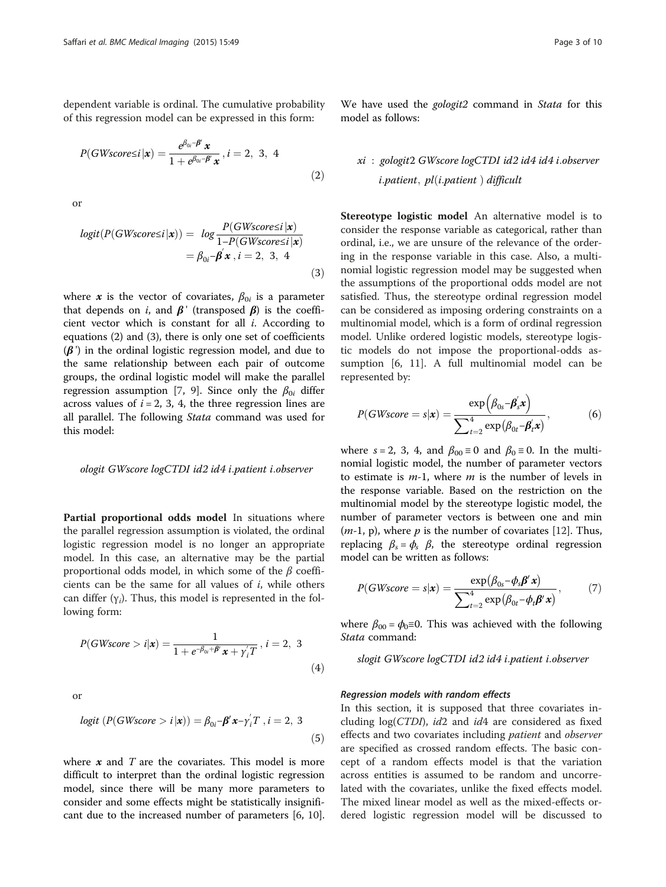dependent variable is ordinal. The cumulative probability of this regression model can be expressed in this form:

$$P(GWscore \leq i|\boldsymbol{x}) = \frac{e^{\beta_{0i} - \boldsymbol{\beta}' \boldsymbol{x}}}{1 + e^{\beta_{0i} - \boldsymbol{\beta}' \boldsymbol{x}}}, i = 2,\ 3,\ 4 \tag{2}$$

or

$$\begin{aligned} logit(P(GWscore \leq i|\boldsymbol{x})) &= \ log \frac{P(GWscore \leq i|\boldsymbol{x})}{1 - P(GWscore \leq i|\boldsymbol{x})} \\ &= \beta_{0i} - \boldsymbol{\beta}' \boldsymbol{x},\ i = 2,\ 3,\ 4 \end{aligned} \tag{3}$$

where $\boldsymbol{x}$ is the vector of covariates, $\beta_{0i}$ is a parameter that depends on $i$, and $\boldsymbol{\beta}'$ (transposed $\boldsymbol{\beta}$) is the coefficient vector which is constant for all $i$. According to equations (2) and (3), there is only one set of coefficients ($\boldsymbol{\beta}'$) in the ordinal logistic regression model, and due to the same relationship between each pair of outcome groups, the ordinal logistic model will make the parallel regression assumption [7, 9]. Since only the $\beta_{0i}$ differ across values of $i = 2, 3, 4$, the three regression lines are all parallel. The following *Stata* command was used for this model:

*ologit GWscore logCTDI id2 id4 i.patient i.observer*

**Partial proportional odds model** In situations where the parallel regression assumption is violated, the ordinal logistic regression model is no longer an appropriate model. In this case, an alternative may be the partial proportional odds model, in which some of the $\beta$ coefficients can be the same for all values of $i$, while others can differ ($\gamma_i$). Thus, this model is represented in the following form:

$$P(GWscore > i|\boldsymbol{x}) = \frac{1}{1 + e^{-\beta_{0i} + \boldsymbol{\beta}' \boldsymbol{x} + \gamma_i' T}}, i = 2,\ 3 \tag{4}$$

or

$$logit\ (P(GWscore > i|\boldsymbol{x})) = \beta_{0i} - \boldsymbol{\beta}' \boldsymbol{x} - \gamma_i' T\ , i = 2,\ 3 \tag{5}$$

where $\boldsymbol{x}$ and $T$ are the covariates. This model is more difficult to interpret than the ordinal logistic regression model, since there will be many more parameters to consider and some effects might be statistically insignificant due to the increased number of parameters [6, 10]. We have used the *gologit2* command in *Stata* for this model as follows:

*xi : gologit2 GWscore logCTDI id2 id4 id4 i.observer i.patient, pl(i.patient ) difficult*

**Stereotype logistic model** An alternative model is to consider the response variable as categorical, rather than ordinal, i.e., we are unsure of the relevance of the ordering in the response variable in this case. Also, a multinomial logistic regression model may be suggested when the assumptions of the proportional odds model are not satisfied. Thus, the stereotype ordinal regression model can be considered as imposing ordering constraints on a multinomial model, which is a form of ordinal regression model. Unlike ordered logistic models, stereotype logistic models do not impose the proportional-odds assumption [6, 11]. A full multinomial model can be represented by:

$$P(GWscore = s|\boldsymbol{x}) = \frac{\exp\left(\beta_{0s} - \boldsymbol{\beta}_s' \boldsymbol{x}\right)}{\sum_{t=2}^{4} \exp\left(\beta_{0t} - \boldsymbol{\beta}_t' \boldsymbol{x}\right)}, \tag{6}$$

where $s = 2, 3, 4$, and $\beta_{00} \equiv 0$ and $\beta_0 \equiv 0$. In the multinomial logistic model, the number of parameter vectors to estimate is $m$-1, where $m$ is the number of levels in the response variable. Based on the restriction on the multinomial model by the stereotype logistic model, the number of parameter vectors is between one and min ($m$-1, p), where $p$ is the number of covariates [12]. Thus, replacing $\beta_s = \phi_s\ \beta$, the stereotype ordinal regression model can be written as follows:

$$P(GWscore = s|\boldsymbol{x}) = \frac{\exp\left(\beta_{0s} - \phi_s \boldsymbol{\beta}' \boldsymbol{x}\right)}{\sum_{t=2}^{4} \exp\left(\beta_{0t} - \phi_t \boldsymbol{\beta}' \boldsymbol{x}\right)}, \tag{7}$$

where $\beta_{00} = \phi_0 \equiv 0$. This was achieved with the following *Stata* command:

*slogit GWscore logCTDI id2 id4 i.patient i.observer*

#### *Regression models with random effects*

In this section, it is supposed that three covariates including log(*CTDI*), *id*2 and *id*4 are considered as fixed effects and two covariates including *patient* and *observer* are specified as crossed random effects. The basic concept of a random effects model is that the variation across entities is assumed to be random and uncorrelated with the covariates, unlike the fixed effects model. The mixed linear model as well as the mixed-effects ordered logistic regression model will be discussed to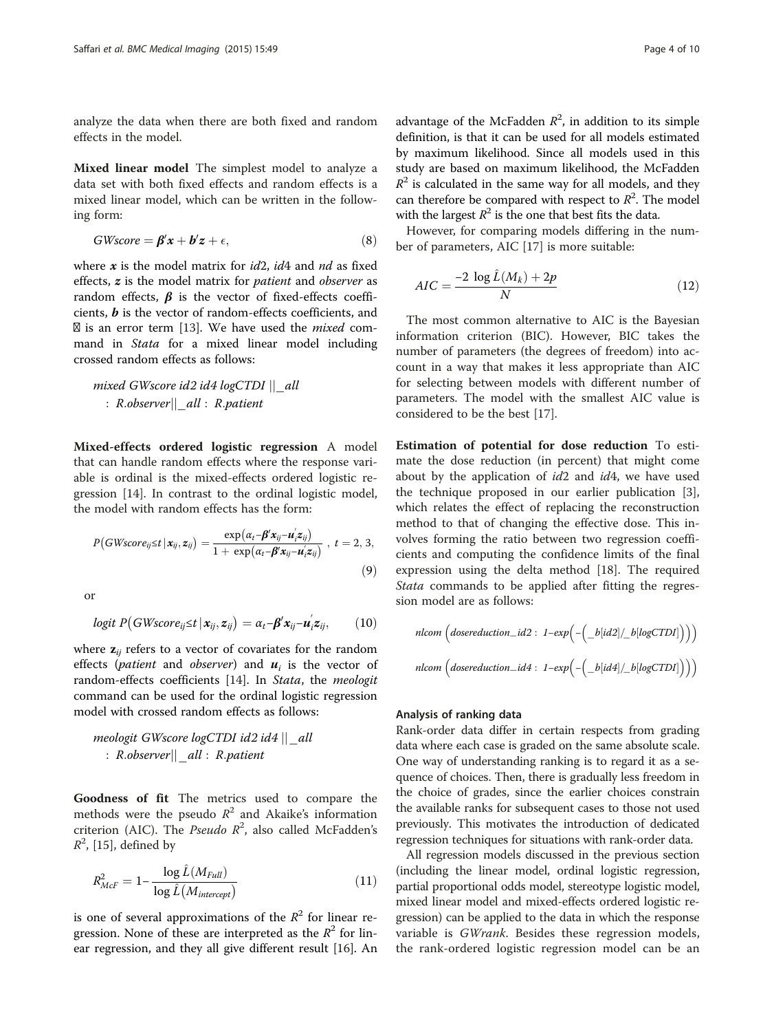analyze the data when there are both fixed and random effects in the model.

**Mixed linear model** The simplest model to analyze a data set with both fixed effects and random effects is a mixed linear model, which can be written in the following form:

$$GWscore = \boldsymbol{\beta}'\boldsymbol{x} + \boldsymbol{b}'\boldsymbol{z} + \epsilon, \tag{8}$$

where $\boldsymbol{x}$ is the model matrix for *id*2, *id*4 and *nd* as fixed effects, $\boldsymbol{z}$ is the model matrix for *patient* and *observer* as random effects, $\boldsymbol{\beta}$ is the vector of fixed-effects coefficients, $\boldsymbol{b}$ is the vector of random-effects coefficients, and $\epsilon$ is an error term [13]. We have used the *mixed* command in *Stata* for a mixed linear model including crossed random effects as follows:

*mixed GWscore id2 id4 logCTDI* $||$ *_all* : *R.observer* $||$ *_all* : *R.patient*

**Mixed-effects ordered logistic regression** A model that can handle random effects where the response variable is ordinal is the mixed-effects ordered logistic regression [14]. In contrast to the ordinal logistic model, the model with random effects has the form:

$$P\left(GWscore_{ij} \leq t \,|\, \boldsymbol{x}_{ij}, \boldsymbol{z}_{ij}\right) = \frac{\exp\left(\alpha_t - \boldsymbol{\beta}'\boldsymbol{x}_{ij} - \boldsymbol{u}_i'\boldsymbol{z}_{ij}\right)}{1 + \exp\left(\alpha_t - \boldsymbol{\beta}'\boldsymbol{x}_{ij} - \boldsymbol{u}_i'\boldsymbol{z}_{ij}\right)}, \; t = 2, 3, \tag{9}$$

or

$$logit\; P\left(GWscore_{ij} \leq t \,|\, \boldsymbol{x}_{ij}, \boldsymbol{z}_{ij}\right) = \alpha_t - \boldsymbol{\beta}'\boldsymbol{x}_{ij} - \boldsymbol{u}_i'\boldsymbol{z}_{ij}, \tag{10}$$

where $\mathbf{z}_{ij}$ refers to a vector of covariates for the random effects (*patient* and *observer*) and $\boldsymbol{u}_i$ is the vector of random-effects coefficients [14]. In *Stata*, the *meologit* command can be used for the ordinal logistic regression model with crossed random effects as follows:

*meologit GWscore logCTDI id2 id4* $||$ *_all* : *R.observer* $||$ *_all* : *R.patient*

**Goodness of fit** The metrics used to compare the methods were the pseudo $R^2$ and Akaike's information criterion (AIC). The *Pseudo* $R^2$, also called McFadden's $R^2$, [15], defined by

$$R^2_{McF} = 1 - \frac{\log \hat{L}(M_{Full})}{\log \hat{L}(M_{intercept})} \tag{11}$$

is one of several approximations of the $R^2$ for linear regression. None of these are interpreted as the $R^2$ for linear regression, and they all give different result [16]. An advantage of the McFadden $R^2$, in addition to its simple definition, is that it can be used for all models estimated by maximum likelihood. Since all models used in this study are based on maximum likelihood, the McFadden $R^2$ is calculated in the same way for all models, and they can therefore be compared with respect to $R^2$. The model with the largest $R^2$ is the one that best fits the data.

However, for comparing models differing in the number of parameters, AIC [17] is more suitable:

$$AIC = \frac{-2\, \log \hat{L}(M_k) + 2p}{N} \tag{12}$$

The most common alternative to AIC is the Bayesian information criterion (BIC). However, BIC takes the number of parameters (the degrees of freedom) into account in a way that makes it less appropriate than AIC for selecting between models with different number of parameters. The model with the smallest AIC value is considered to be the best [17].

**Estimation of potential for dose reduction** To estimate the dose reduction (in percent) that might come about by the application of *id*2 and *id*4, we have used the technique proposed in our earlier publication [3], which relates the effect of replacing the reconstruction method to that of changing the effective dose. This involves forming the ratio between two regression coefficients and computing the confidence limits of the final expression using the delta method [18]. The required *Stata* commands to be applied after fitting the regression model are as follows:

*nlcom* $\left(\textit{dosereduction\_id2}:\ 1 - \exp\left(-\left(\_b[id2]/\_b[logCTDI]\right)\right)\right)$

*nlcom* $\left(\textit{dosereduction\_id4}:\ 1 - \exp\left(-\left(\_b[id4]/\_b[logCTDI]\right)\right)\right)$

### Analysis of ranking data

Rank-order data differ in certain respects from grading data where each case is graded on the same absolute scale. One way of understanding ranking is to regard it as a sequence of choices. Then, there is gradually less freedom in the choice of grades, since the earlier choices constrain the available ranks for subsequent cases to those not used previously. This motivates the introduction of dedicated regression techniques for situations with rank-order data.

All regression models discussed in the previous section (including the linear model, ordinal logistic regression, partial proportional odds model, stereotype logistic model, mixed linear model and mixed-effects ordered logistic regression) can be applied to the data in which the response variable is *GWrank*. Besides these regression models, the rank-ordered logistic regression model can be an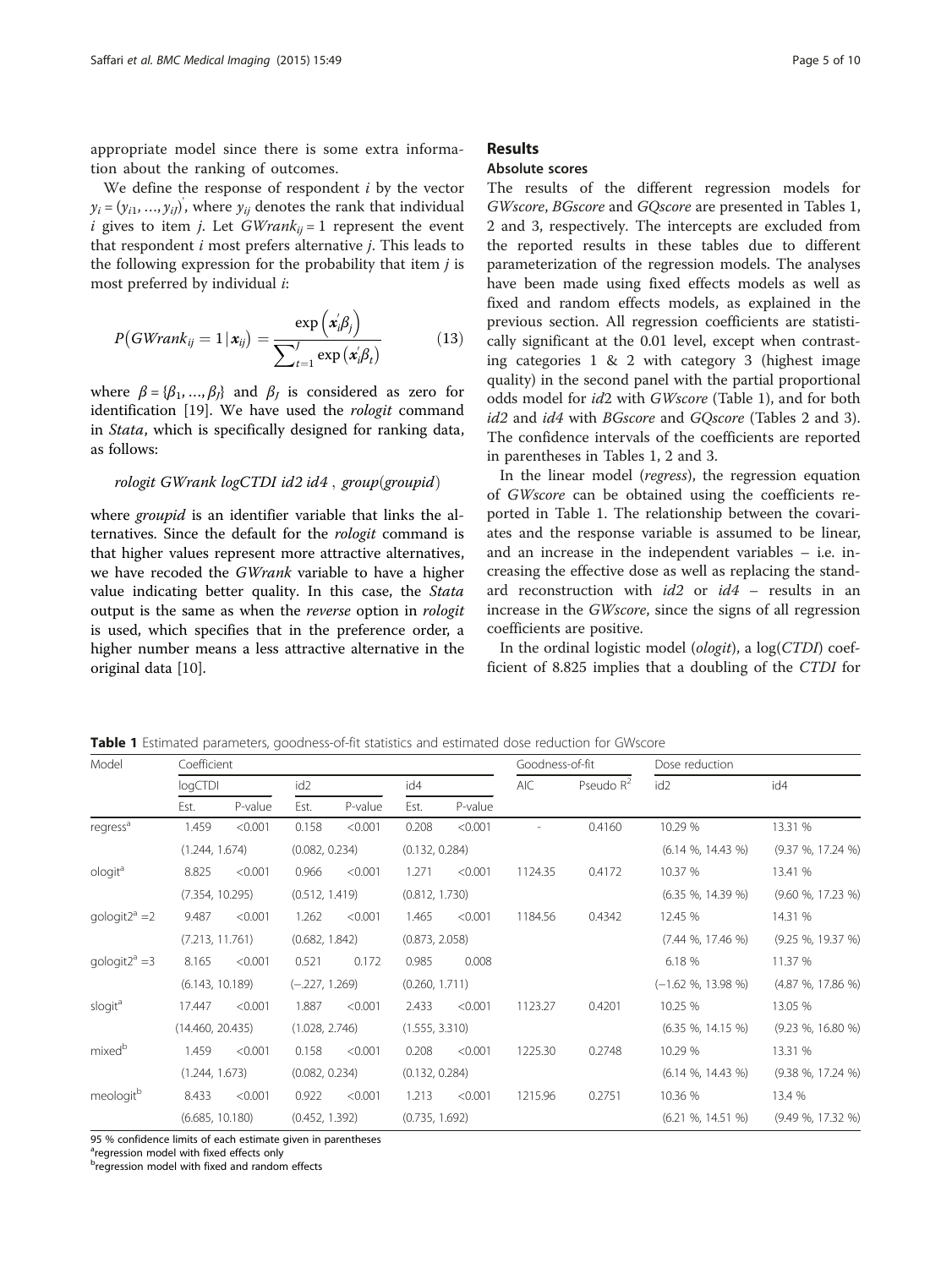appropriate model since there is some extra information about the ranking of outcomes.

We define the response of respondent $i$ by the vector $y_i = (y_{i1}, \ldots, y_{iJ})'$, where $y_{ij}$ denotes the rank that individual $i$ gives to item $j$. Let $GWrank_{ij} = 1$ represent the event that respondent $i$ most prefers alternative $j$. This leads to the following expression for the probability that item $j$ is most preferred by individual $i$:

$$P(GWrank_{ij} = 1 | \boldsymbol{x}_{ij}) = \frac{\exp\left(\boldsymbol{x}_i' \beta_j\right)}{\sum_{t=1}^{J} \exp\left(\boldsymbol{x}_i' \beta_t\right)} \tag{13}$$

where $\beta = \{\beta_1, \ldots, \beta_J\}$ and $\beta_J$ is considered as zero for identification [19]. We have used the *rologit* command in *Stata*, which is specifically designed for ranking data, as follows:

*rologit GWrank logCTDI id2 id4 , group(groupid)*

where *groupid* is an identifier variable that links the alternatives. Since the default for the *rologit* command is that higher values represent more attractive alternatives, we have recoded the *GWrank* variable to have a higher value indicating better quality. In this case, the *Stata* output is the same as when the *reverse* option in *rologit* is used, which specifies that in the preference order, a higher number means a less attractive alternative in the original data [10].

## Results

### Absolute scores

The results of the different regression models for *GWscore*, *BGscore* and *GQscore* are presented in Tables 1, 2 and 3, respectively. The intercepts are excluded from the reported results in these tables due to different parameterization of the regression models. The analyses have been made using fixed effects models as well as fixed and random effects models, as explained in the previous section. All regression coefficients are statistically significant at the 0.01 level, except when contrasting categories 1 & 2 with category 3 (highest image quality) in the second panel with the partial proportional odds model for *id*2 with *GWscore* (Table 1), and for both *id2* and *id4* with *BGscore* and *GQscore* (Tables 2 and 3). The confidence intervals of the coefficients are reported in parentheses in Tables 1, 2 and 3.

In the linear model (*regress*), the regression equation of *GWscore* can be obtained using the coefficients reported in Table 1. The relationship between the covariates and the response variable is assumed to be linear, and an increase in the independent variables – i.e. increasing the effective dose as well as replacing the standard reconstruction with *id2* or *id4* – results in an increase in the *GWscore*, since the signs of all regression coefficients are positive.

In the ordinal logistic model (*ologit*), a log(*CTDI*) coefficient of 8.825 implies that a doubling of the *CTDI* for

**Table 1** Estimated parameters, goodness-of-fit statistics and estimated dose reduction for GWscore

| Model | Coefficient | | | | | | Goodness-of-fit | | Dose reduction | |
|---|---|---|---|---|---|---|---|---|---|---|
| | logCTDI | | id2 | | id4 | | AIC | Pseudo $R^2$ | id2 | id4 |
| | Est. | P-value | Est. | P-value | Est. | P-value | | | | |
| regress[a] | 1.459 | <0.001 | 0.158 | <0.001 | 0.208 | <0.001 | - | 0.4160 | 10.29 % | 13.31 % |
| | (1.244, 1.674) | | (0.082, 0.234) | | (0.132, 0.284) | | | | (6.14 %, 14.43 %) | (9.37 %, 17.24 %) |
| ologit[a] | 8.825 | <0.001 | 0.966 | <0.001 | 1.271 | <0.001 | 1124.35 | 0.4172 | 10.37 % | 13.41 % |
| | (7.354, 10.295) | | (0.512, 1.419) | | (0.812, 1.730) | | | | (6.35 %, 14.39 %) | (9.60 %, 17.23 %) |
| gologit2[a] =2 | 9.487 | <0.001 | 1.262 | <0.001 | 1.465 | <0.001 | 1184.56 | 0.4342 | 12.45 % | 14.31 % |
| | (7.213, 11.761) | | (0.682, 1.842) | | (0.873, 2.058) | | | | (7.44 %, 17.46 %) | (9.25 %, 19.37 %) |
| gologit2[a] =3 | 8.165 | <0.001 | 0.521 | 0.172 | 0.985 | 0.008 | | | 6.18 % | 11.37 % |
| | (6.143, 10.189) | | (−.227, 1.269) | | (0.260, 1.711) | | | | (−1.62 %, 13.98 %) | (4.87 %, 17.86 %) |
| slogit[a] | 17.447 | <0.001 | 1.887 | <0.001 | 2.433 | <0.001 | 1123.27 | 0.4201 | 10.25 % | 13.05 % |
| | (14.460, 20.435) | | (1.028, 2.746) | | (1.555, 3.310) | | | | (6.35 %, 14.15 %) | (9.23 %, 16.80 %) |
| mixed[b] | 1.459 | <0.001 | 0.158 | <0.001 | 0.208 | <0.001 | 1225.30 | 0.2748 | 10.29 % | 13.31 % |
| | (1.244, 1.673) | | (0.082, 0.234) | | (0.132, 0.284) | | | | (6.14 %, 14.43 %) | (9.38 %, 17.24 %) |
| meologit[b] | 8.433 | <0.001 | 0.922 | <0.001 | 1.213 | <0.001 | 1215.96 | 0.2751 | 10.36 % | 13.4 % |
| | (6.685, 10.180) | | (0.452, 1.392) | | (0.735, 1.692) | | | | (6.21 %, 14.51 %) | (9.49 %, 17.32 %) |

95 % confidence limits of each estimate given in parentheses

[a]regression model with fixed effects only

[b]regression model with fixed and random effects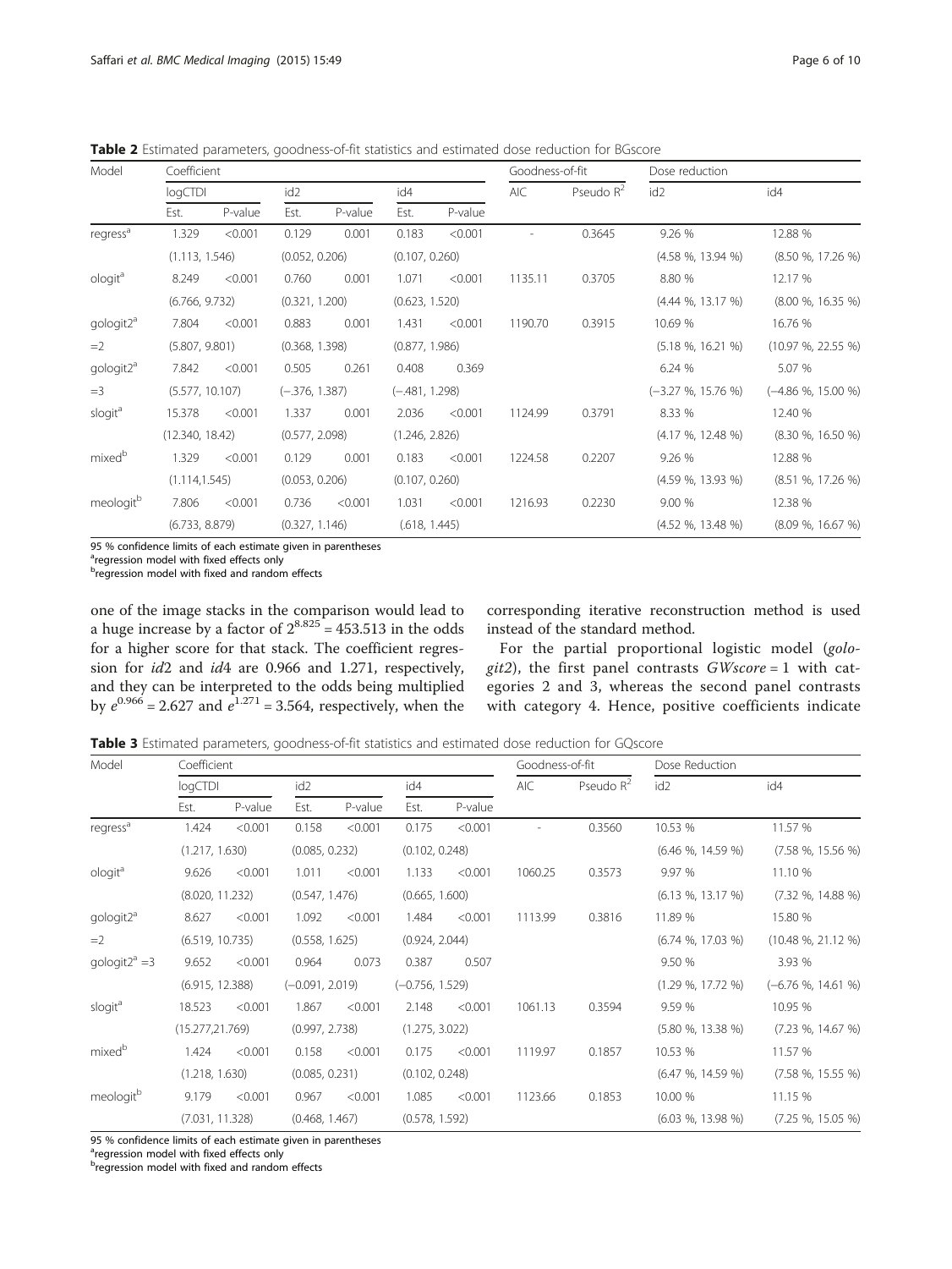**Table 2** Estimated parameters, goodness-of-fit statistics and estimated dose reduction for BGscore

| Model | Coefficient | | | | | | Goodness-of-fit | | Dose reduction | |
|---|---|---|---|---|---|---|---|---|---|---|
| | logCTDI | | id2 | | id4 | | AIC | Pseudo $R^2$ | id2 | id4 |
| | Est. | P-value | Est. | P-value | Est. | P-value | | | | |
| regress[a] | 1.329 | <0.001 | 0.129 | 0.001 | 0.183 | <0.001 | - | 0.3645 | 9.26 % | 12.88 % |
| | (1.113, 1.546) | | (0.052, 0.206) | | (0.107, 0.260) | | | | (4.58 %, 13.94 %) | (8.50 %, 17.26 %) |
| ologit[a] | 8.249 | <0.001 | 0.760 | 0.001 | 1.071 | <0.001 | 1135.11 | 0.3705 | 8.80 % | 12.17 % |
| | (6.766, 9.732) | | (0.321, 1.200) | | (0.623, 1.520) | | | | (4.44 %, 13.17 %) | (8.00 %, 16.35 %) |
| gologit2[a] | 7.804 | <0.001 | 0.883 | 0.001 | 1.431 | <0.001 | 1190.70 | 0.3915 | 10.69 % | 16.76 % |
| =2 | (5.807, 9.801) | | (0.368, 1.398) | | (0.877, 1.986) | | | | (5.18 %, 16.21 %) | (10.97 %, 22.55 %) |
| gologit2[a] | 7.842 | <0.001 | 0.505 | 0.261 | 0.408 | 0.369 | | | 6.24 % | 5.07 % |
| =3 | (5.577, 10.107) | | (−.376, 1.387) | | (−.481, 1.298) | | | | (−3.27 %, 15.76 %) | (−4.86 %, 15.00 %) |
| slogit[a] | 15.378 | <0.001 | 1.337 | 0.001 | 2.036 | <0.001 | 1124.99 | 0.3791 | 8.33 % | 12.40 % |
| | (12.340, 18.42) | | (0.577, 2.098) | | (1.246, 2.826) | | | | (4.17 %, 12.48 %) | (8.30 %, 16.50 %) |
| mixed[b] | 1.329 | <0.001 | 0.129 | 0.001 | 0.183 | <0.001 | 1224.58 | 0.2207 | 9.26 % | 12.88 % |
| | (1.114,1.545) | | (0.053, 0.206) | | (0.107, 0.260) | | | | (4.59 %, 13.93 %) | (8.51 %, 17.26 %) |
| meologit[b] | 7.806 | <0.001 | 0.736 | <0.001 | 1.031 | <0.001 | 1216.93 | 0.2230 | 9.00 % | 12.38 % |
| | (6.733, 8.879) | | (0.327, 1.146) | | (.618, 1.445) | | | | (4.52 %, 13.48 %) | (8.09 %, 16.67 %) |

95 % confidence limits of each estimate given in parentheses
[a]regression model with fixed effects only
[b]regression model with fixed and random effects

one of the image stacks in the comparison would lead to a huge increase by a factor of $2^{8.825} = 453.513$ in the odds for a higher score for that stack. The coefficient regression for *id*2 and *id*4 are 0.966 and 1.271, respectively, and they can be interpreted to the odds being multiplied by $e^{0.966} = 2.627$ and $e^{1.271} = 3.564$, respectively, when the corresponding iterative reconstruction method is used instead of the standard method.

For the partial proportional logistic model (*gologit2*), the first panel contrasts *GWscore* = 1 with categories 2 and 3, whereas the second panel contrasts with category 4. Hence, positive coefficients indicate

**Table 3** Estimated parameters, goodness-of-fit statistics and estimated dose reduction for GQscore

| Model | Coefficient | | | | | | Goodness-of-fit | | Dose Reduction | |
|---|---|---|---|---|---|---|---|---|---|---|
| | logCTDI | | id2 | | id4 | | AIC | Pseudo $R^2$ | id2 | id4 |
| | Est. | P-value | Est. | P-value | Est. | P-value | | | | |
| regress[a] | 1.424 | <0.001 | 0.158 | <0.001 | 0.175 | <0.001 | - | 0.3560 | 10.53 % | 11.57 % |
| | (1.217, 1.630) | | (0.085, 0.232) | | (0.102, 0.248) | | | | (6.46 %, 14.59 %) | (7.58 %, 15.56 %) |
| ologit[a] | 9.626 | <0.001 | 1.011 | <0.001 | 1.133 | <0.001 | 1060.25 | 0.3573 | 9.97 % | 11.10 % |
| | (8.020, 11.232) | | (0.547, 1.476) | | (0.665, 1.600) | | | | (6.13 %, 13.17 %) | (7.32 %, 14.88 %) |
| gologit2[a] | 8.627 | <0.001 | 1.092 | <0.001 | 1.484 | <0.001 | 1113.99 | 0.3816 | 11.89 % | 15.80 % |
| =2 | (6.519, 10.735) | | (0.558, 1.625) | | (0.924, 2.044) | | | | (6.74 %, 17.03 %) | (10.48 %, 21.12 %) |
| gologit2[a] =3 | 9.652 | <0.001 | 0.964 | 0.073 | 0.387 | 0.507 | | | 9.50 % | 3.93 % |
| | (6.915, 12.388) | | (−0.091, 2.019) | | (−0.756, 1.529) | | | | (1.29 %, 17.72 %) | (−6.76 %, 14.61 %) |
| slogit[a] | 18.523 | <0.001 | 1.867 | <0.001 | 2.148 | <0.001 | 1061.13 | 0.3594 | 9.59 % | 10.95 % |
| | (15.277,21.769) | | (0.997, 2.738) | | (1.275, 3.022) | | | | (5.80 %, 13.38 %) | (7.23 %, 14.67 %) |
| mixed[b] | 1.424 | <0.001 | 0.158 | <0.001 | 0.175 | <0.001 | 1119.97 | 0.1857 | 10.53 % | 11.57 % |
| | (1.218, 1.630) | | (0.085, 0.231) | | (0.102, 0.248) | | | | (6.47 %, 14.59 %) | (7.58 %, 15.55 %) |
| meologit[b] | 9.179 | <0.001 | 0.967 | <0.001 | 1.085 | <0.001 | 1123.66 | 0.1853 | 10.00 % | 11.15 % |
| | (7.031, 11.328) | | (0.468, 1.467) | | (0.578, 1.592) | | | | (6.03 %, 13.98 %) | (7.25 %, 15.05 %) |

95 % confidence limits of each estimate given in parentheses
[a]regression model with fixed effects only
[b]regression model with fixed and random effects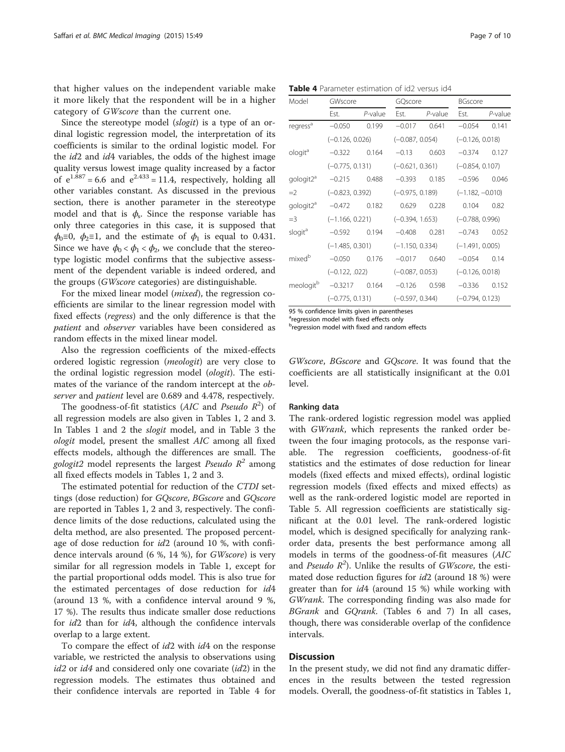that higher values on the independent variable make it more likely that the respondent will be in a higher category of *GWscore* than the current one.

Since the stereotype model (*slogit*) is a type of an ordinal logistic regression model, the interpretation of its coefficients is similar to the ordinal logistic model. For the *id*2 and *id*4 variables, the odds of the highest image quality versus lowest image quality increased by a factor of $e^{1.887} = 6.6$ and $e^{2.433} = 11.4$, respectively, holding all other variables constant. As discussed in the previous section, there is another parameter in the stereotype model and that is $\phi_s$. Since the response variable has only three categories in this case, it is supposed that $\phi_0 \equiv 0$, $\phi_2 \equiv 1$, and the estimate of $\phi_1$ is equal to 0.431. Since we have $\phi_0 < \phi_1 < \phi_2$, we conclude that the stereotype logistic model confirms that the subjective assessment of the dependent variable is indeed ordered, and the groups (*GWscore* categories) are distinguishable.

For the mixed linear model (*mixed*), the regression coefficients are similar to the linear regression model with fixed effects (*regress*) and the only difference is that the *patient* and *observer* variables have been considered as random effects in the mixed linear model.

Also the regression coefficients of the mixed-effects ordered logistic regression (*meologit*) are very close to the ordinal logistic regression model (*ologit*). The estimates of the variance of the random intercept at the *observer* and *patient* level are 0.689 and 4.478, respectively.

The goodness-of-fit statistics (*AIC* and *Pseudo* $R^2$) of all regression models are also given in Tables 1, 2 and 3. In Tables 1 and 2 the *slogit* model, and in Table 3 the *ologit* model, present the smallest *AIC* among all fixed effects models, although the differences are small. The *gologit2* model represents the largest *Pseudo* $R^2$ among all fixed effects models in Tables 1, 2 and 3.

The estimated potential for reduction of the *CTDI* settings (dose reduction) for *GQscore*, *BGscore* and *GQscore* are reported in Tables 1, 2 and 3, respectively. The confidence limits of the dose reductions, calculated using the delta method, are also presented. The proposed percentage of dose reduction for *id*2 (around 10 %, with confidence intervals around (6 %, 14 %), for *GWscore*) is very similar for all regression models in Table 1, except for the partial proportional odds model. This is also true for the estimated percentages of dose reduction for *id*4 (around 13 %, with a confidence interval around 9 %, 17 %). The results thus indicate smaller dose reductions for *id*2 than for *id*4, although the confidence intervals overlap to a large extent.

To compare the effect of *id*2 with *id*4 on the response variable, we restricted the analysis to observations using *id2* or *id4* and considered only one covariate (*id*2) in the regression models. The estimates thus obtained and their confidence intervals are reported in Table 4 for *GWscore*, *BGscore* and *GQscore*. It was found that the coefficients are all statistically insignificant at the 0.01 level.

**Table 4** Parameter estimation of id2 versus id4

| Model | GWscore | | GQscore | | BGscore | |
|---|---|---|---|---|---|---|
| | Est. | *P*-value | Est. | *P*-value | Est. | *P*-value |
| regress[a] | −0.050 | 0.199 | −0.017 | 0.641 | −0.054 | 0.141 |
| | (−0.126, 0.026) | | (−0.087, 0.054) | | (−0.126, 0.018) | |
| ologit[a] | −0.322 | 0.164 | −0.13 | 0.603 | −0.374 | 0.127 |
| | (−0.775, 0.131) | | (−0.621, 0.361) | | (−0.854, 0.107) | |
| gologit2[a] | −0.215 | 0.488 | −0.393 | 0.185 | −0.596 | 0.046 |
| =2 | (−0.823, 0.392) | | (−0.975, 0.189) | | (−1.182, −0.010) | |
| gologit2[a] | −0.472 | 0.182 | 0.629 | 0.228 | 0.104 | 0.82 |
| =3 | (−1.166, 0.221) | | (−0.394, 1.653) | | (−0.788, 0.996) | |
| slogit[a] | −0.592 | 0.194 | −0.408 | 0.281 | −0.743 | 0.052 |
| | (−1.485, 0.301) | | (−1.150, 0.334) | | (−1.491, 0.005) | |
| mixed[b] | −0.050 | 0.176 | −0.017 | 0.640 | −0.054 | 0.14 |
| | (−0.122, .022) | | (−0.087, 0.053) | | (−0.126, 0.018) | |
| meologit[b] | −0.3217 | 0.164 | −0.126 | 0.598 | −0.336 | 0.152 |
| | (−0.775, 0.131) | | (−0.597, 0.344) | | (−0.794, 0.123) | |

95 % confidence limits given in parentheses
[a]regression model with fixed effects only
[b]regression model with fixed and random effects

### Ranking data

The rank-ordered logistic regression model was applied with *GWrank*, which represents the ranked order between the four imaging protocols, as the response variable. The regression coefficients, goodness-of-fit statistics and the estimates of dose reduction for linear models (fixed effects and mixed effects), ordinal logistic regression models (fixed effects and mixed effects) as well as the rank-ordered logistic model are reported in Table 5. All regression coefficients are statistically significant at the 0.01 level. The rank-ordered logistic model, which is designed specifically for analyzing rank-order data, presents the best performance among all models in terms of the goodness-of-fit measures (*AIC* and *Pseudo* $R^2$). Unlike the results of *GWscore*, the estimated dose reduction figures for *id*2 (around 18 %) were greater than for *id*4 (around 15 %) while working with *GWrank*. The corresponding finding was also made for *BGrank* and *GQrank*. (Tables 6 and 7) In all cases, though, there was considerable overlap of the confidence intervals.

## Discussion

In the present study, we did not find any dramatic differences in the results between the tested regression models. Overall, the goodness-of-fit statistics in Tables 1,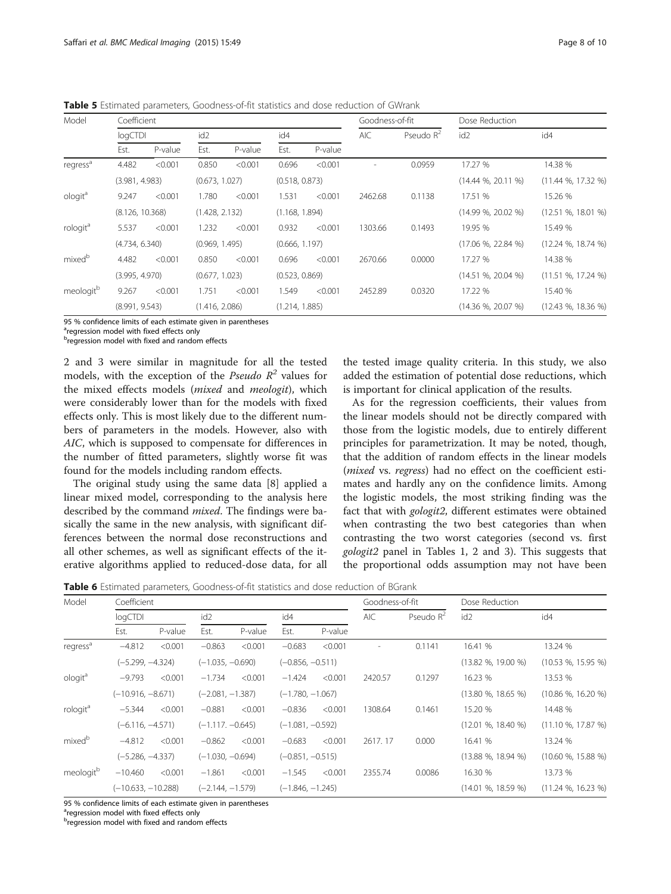**Table 5** Estimated parameters, Goodness-of-fit statistics and dose reduction of GWrank

| Model | Coefficient | | | | | | Goodness-of-fit | | Dose Reduction | |
|---|---|---|---|---|---|---|---|---|---|---|
| | logCTDI | | id2 | | id4 | | AIC | Pseudo $R^2$ | id2 | id4 |
| | Est. | P-value | Est. | P-value | Est. | P-value | | | | |
| regress[a] | 4.482 | <0.001 | 0.850 | <0.001 | 0.696 | <0.001 | - | 0.0959 | 17.27 % | 14.38 % |
| | (3.981, 4.983) | | (0.673, 1.027) | | (0.518, 0.873) | | | | (14.44 %, 20.11 %) | (11.44 %, 17.32 %) |
| ologit[a] | 9.247 | <0.001 | 1.780 | <0.001 | 1.531 | <0.001 | 2462.68 | 0.1138 | 17.51 % | 15.26 % |
| | (8.126, 10.368) | | (1.428, 2.132) | | (1.168, 1.894) | | | | (14.99 %, 20.02 %) | (12.51 %, 18.01 %) |
| rologit[a] | 5.537 | <0.001 | 1.232 | <0.001 | 0.932 | <0.001 | 1303.66 | 0.1493 | 19.95 % | 15.49 % |
| | (4.734, 6.340) | | (0.969, 1.495) | | (0.666, 1.197) | | | | (17.06 %, 22.84 %) | (12.24 %, 18.74 %) |
| mixed[b] | 4.482 | <0.001 | 0.850 | <0.001 | 0.696 | <0.001 | 2670.66 | 0.0000 | 17.27 % | 14.38 % |
| | (3.995, 4.970) | | (0.677, 1.023) | | (0.523, 0.869) | | | | (14.51 %, 20.04 %) | (11.51 %, 17.24 %) |
| meologit[b] | 9.267 | <0.001 | 1.751 | <0.001 | 1.549 | <0.001 | 2452.89 | 0.0320 | 17.22 % | 15.40 % |
| | (8.991, 9.543) | | (1.416, 2.086) | | (1.214, 1.885) | | | | (14.36 %, 20.07 %) | (12.43 %, 18.36 %) |

95 % confidence limits of each estimate given in parentheses
[a]regression model with fixed effects only
[b]regression model with fixed and random effects

2 and 3 were similar in magnitude for all the tested models, with the exception of the *Pseudo $R^2$* values for the mixed effects models (*mixed* and *meologit*), which were considerably lower than for the models with fixed effects only. This is most likely due to the different numbers of parameters in the models. However, also with *AIC*, which is supposed to compensate for differences in the number of fitted parameters, slightly worse fit was found for the models including random effects.

The original study using the same data [8] applied a linear mixed model, corresponding to the analysis here described by the command *mixed*. The findings were basically the same in the new analysis, with significant differences between the normal dose reconstructions and all other schemes, as well as significant effects of the iterative algorithms applied to reduced-dose data, for all the tested image quality criteria. In this study, we also added the estimation of potential dose reductions, which is important for clinical application of the results.

As for the regression coefficients, their values from the linear models should not be directly compared with those from the logistic models, due to entirely different principles for parametrization. It may be noted, though, that the addition of random effects in the linear models (*mixed* vs. *regress*) had no effect on the coefficient estimates and hardly any on the confidence limits. Among the logistic models, the most striking finding was the fact that with *gologit2*, different estimates were obtained when contrasting the two best categories than when contrasting the two worst categories (second vs. first *gologit2* panel in Tables 1, 2 and 3). This suggests that the proportional odds assumption may not have been

**Table 6** Estimated parameters, Goodness-of-fit statistics and dose reduction of BGrank

| Model | Coefficient | | | | | | Goodness-of-fit | | Dose Reduction | |
|---|---|---|---|---|---|---|---|---|---|---|
| | logCTDI | | id2 | | id4 | | AIC | Pseudo $R^2$ | id2 | id4 |
| | Est. | P-value | Est. | P-value | Est. | P-value | | | | |
| regress[a] | −4.812 | <0.001 | −0.863 | <0.001 | −0.683 | <0.001 | - | 0.1141 | 16.41 % | 13.24 % |
| | (−5.299, −4.324) | | (−1.035, −0.690) | | (−0.856, −0.511) | | | | (13.82 %, 19.00 %) | (10.53 %, 15.95 %) |
| ologit[a] | −9.793 | <0.001 | −1.734 | <0.001 | −1.424 | <0.001 | 2420.57 | 0.1297 | 16.23 % | 13.53 % |
| | (−10.916, −8.671) | | (−2.081, −1.387) | | (−1.780, −1.067) | | | | (13.80 %, 18.65 %) | (10.86 %, 16.20 %) |
| rologit[a] | −5.344 | <0.001 | −0.881 | <0.001 | −0.836 | <0.001 | 1308.64 | 0.1461 | 15.20 % | 14.48 % |
| | (−6.116, −4.571) | | (−1.117. −0.645) | | (−1.081, −0.592) | | | | (12.01 %, 18.40 %) | (11.10 %, 17.87 %) |
| mixed[b] | −4.812 | <0.001 | −0.862 | <0.001 | −0.683 | <0.001 | 2617. 17 | 0.000 | 16.41 % | 13.24 % |
| | (−5.286, −4.337) | | (−1.030, −0.694) | | (−0.851, −0.515) | | | | (13.88 %, 18.94 %) | (10.60 %, 15.88 %) |
| meologit[b] | −10.460 | <0.001 | −1.861 | <0.001 | −1.545 | <0.001 | 2355.74 | 0.0086 | 16.30 % | 13.73 % |
| | (−10.633, −10.288) | | (−2.144, −1.579) | | (−1.846, −1.245) | | | | (14.01 %, 18.59 %) | (11.24 %, 16.23 %) |

95 % confidence limits of each estimate given in parentheses
[a]regression model with fixed effects only
[b]regression model with fixed and random effects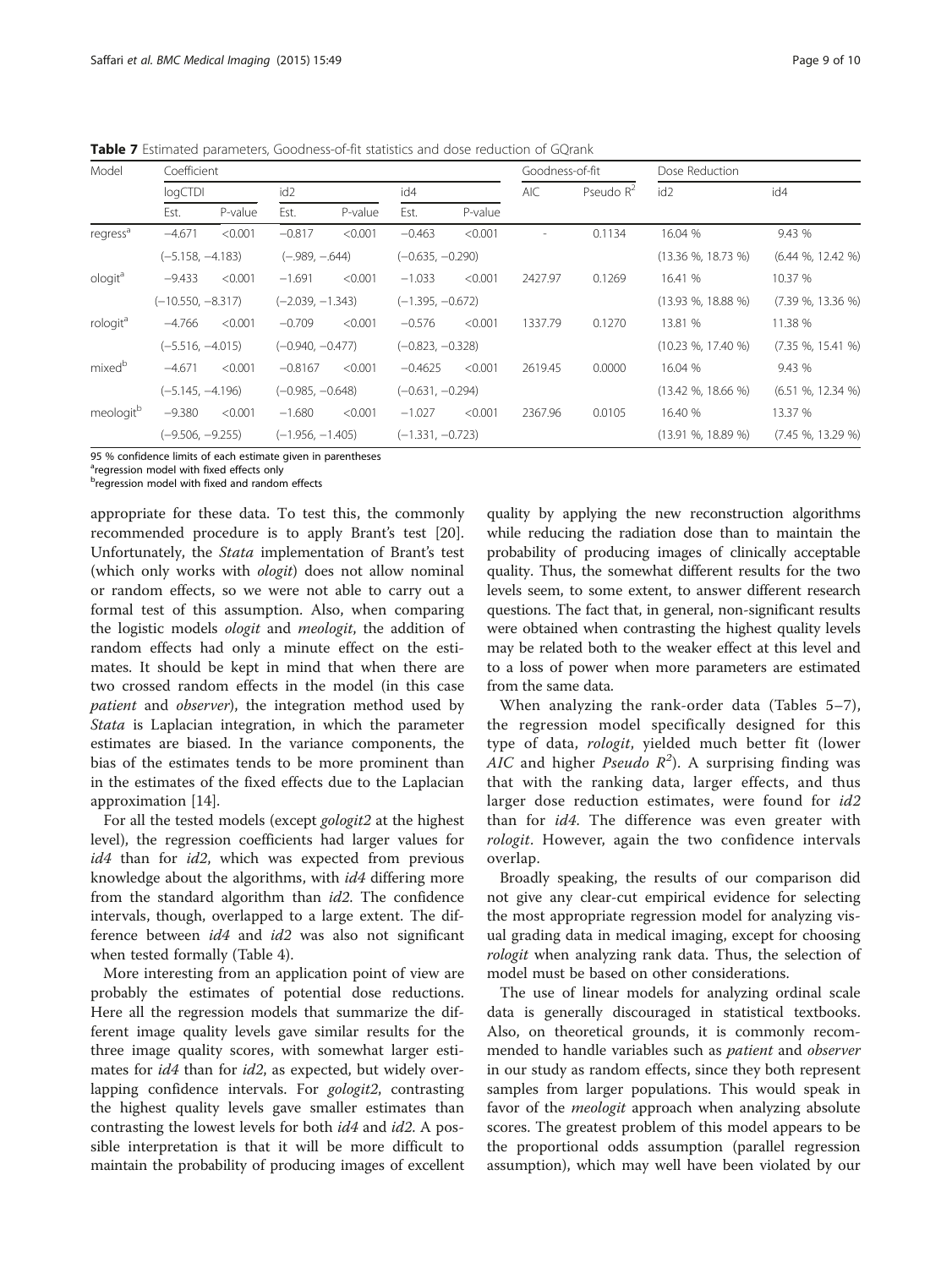**Table 7** Estimated parameters, Goodness-of-fit statistics and dose reduction of GQrank

| Model | Coefficient | | | | | | Goodness-of-fit | | Dose Reduction | |
|---|---|---|---|---|---|---|---|---|---|---|
| | logCTDI | | id2 | | id4 | | AIC | Pseudo $R^2$ | id2 | id4 |
| | Est. | P-value | Est. | P-value | Est. | P-value | | | | |
| regress[a] | −4.671 | <0.001 | −0.817 | <0.001 | −0.463 | <0.001 | - | 0.1134 | 16.04 % | 9.43 % |
| | (−5.158, −4.183) | | (−.989, −.644) | | (−0.635, −0.290) | | | | (13.36 %, 18.73 %) | (6.44 %, 12.42 %) |
| ologit[a] | −9.433 | <0.001 | −1.691 | <0.001 | −1.033 | <0.001 | 2427.97 | 0.1269 | 16.41 % | 10.37 % |
| | (−10.550, −8.317) | | (−2.039, −1.343) | | (−1.395, −0.672) | | | | (13.93 %, 18.88 %) | (7.39 %, 13.36 %) |
| rologit[a] | −4.766 | <0.001 | −0.709 | <0.001 | −0.576 | <0.001 | 1337.79 | 0.1270 | 13.81 % | 11.38 % |
| | (−5.516, −4.015) | | (−0.940, −0.477) | | (−0.823, −0.328) | | | | (10.23 %, 17.40 %) | (7.35 %, 15.41 %) |
| mixed[b] | −4.671 | <0.001 | −0.8167 | <0.001 | −0.4625 | <0.001 | 2619.45 | 0.0000 | 16.04 % | 9.43 % |
| | (−5.145, −4.196) | | (−0.985, −0.648) | | (−0.631, −0.294) | | | | (13.42 %, 18.66 %) | (6.51 %, 12.34 %) |
| meologit[b] | −9.380 | <0.001 | −1.680 | <0.001 | −1.027 | <0.001 | 2367.96 | 0.0105 | 16.40 % | 13.37 % |
| | (−9.506, −9.255) | | (−1.956, −1.405) | | (−1.331, −0.723) | | | | (13.91 %, 18.89 %) | (7.45 %, 13.29 %) |

95 % confidence limits of each estimate given in parentheses
[a]regression model with fixed effects only
[b]regression model with fixed and random effects

appropriate for these data. To test this, the commonly recommended procedure is to apply Brant's test [20]. Unfortunately, the *Stata* implementation of Brant's test (which only works with *ologit*) does not allow nominal or random effects, so we were not able to carry out a formal test of this assumption. Also, when comparing the logistic models *ologit* and *meologit*, the addition of random effects had only a minute effect on the estimates. It should be kept in mind that when there are two crossed random effects in the model (in this case *patient* and *observer*), the integration method used by *Stata* is Laplacian integration, in which the parameter estimates are biased. In the variance components, the bias of the estimates tends to be more prominent than in the estimates of the fixed effects due to the Laplacian approximation [14].

For all the tested models (except *gologit2* at the highest level), the regression coefficients had larger values for *id4* than for *id2*, which was expected from previous knowledge about the algorithms, with *id4* differing more from the standard algorithm than *id2*. The confidence intervals, though, overlapped to a large extent. The difference between *id4* and *id2* was also not significant when tested formally (Table 4).

More interesting from an application point of view are probably the estimates of potential dose reductions. Here all the regression models that summarize the different image quality levels gave similar results for the three image quality scores, with somewhat larger estimates for *id4* than for *id2*, as expected, but widely overlapping confidence intervals. For *gologit2*, contrasting the highest quality levels gave smaller estimates than contrasting the lowest levels for both *id4* and *id2*. A possible interpretation is that it will be more difficult to maintain the probability of producing images of excellent quality by applying the new reconstruction algorithms while reducing the radiation dose than to maintain the probability of producing images of clinically acceptable quality. Thus, the somewhat different results for the two levels seem, to some extent, to answer different research questions. The fact that, in general, non-significant results were obtained when contrasting the highest quality levels may be related both to the weaker effect at this level and to a loss of power when more parameters are estimated from the same data.

When analyzing the rank-order data (Tables 5–7), the regression model specifically designed for this type of data, *rologit*, yielded much better fit (lower *AIC* and higher *Pseudo* $R^2$). A surprising finding was that with the ranking data, larger effects, and thus larger dose reduction estimates, were found for *id2* than for *id4*. The difference was even greater with *rologit*. However, again the two confidence intervals overlap.

Broadly speaking, the results of our comparison did not give any clear-cut empirical evidence for selecting the most appropriate regression model for analyzing visual grading data in medical imaging, except for choosing *rologit* when analyzing rank data. Thus, the selection of model must be based on other considerations.

The use of linear models for analyzing ordinal scale data is generally discouraged in statistical textbooks. Also, on theoretical grounds, it is commonly recommended to handle variables such as *patient* and *observer* in our study as random effects, since they both represent samples from larger populations. This would speak in favor of the *meologit* approach when analyzing absolute scores. The greatest problem of this model appears to be the proportional odds assumption (parallel regression assumption), which may well have been violated by our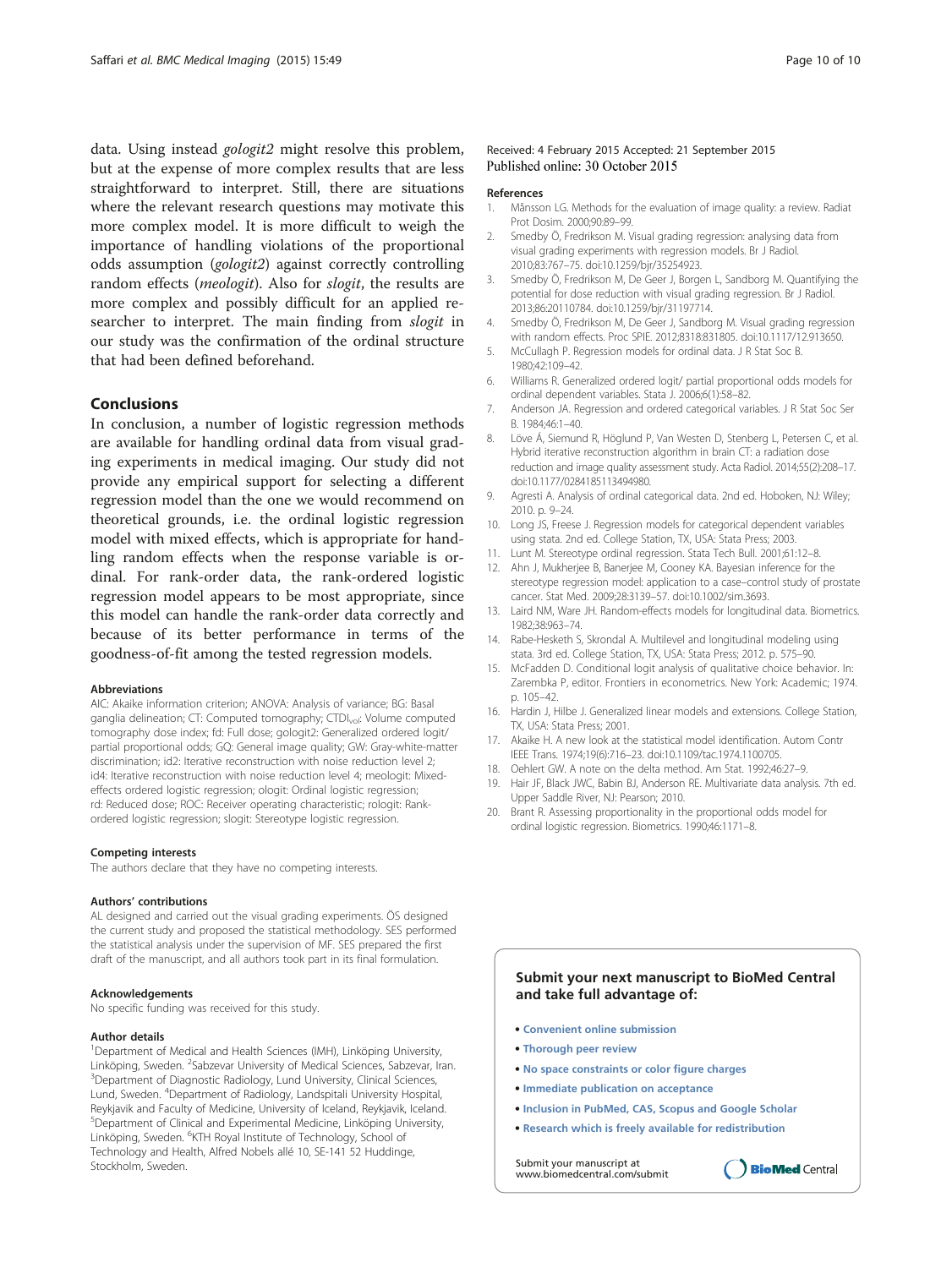data. Using instead *gologit2* might resolve this problem, but at the expense of more complex results that are less straightforward to interpret. Still, there are situations where the relevant research questions may motivate this more complex model. It is more difficult to weigh the importance of handling violations of the proportional odds assumption (*gologit2*) against correctly controlling random effects (*meologit*). Also for *slogit*, the results are more complex and possibly difficult for an applied researcher to interpret. The main finding from *slogit* in our study was the confirmation of the ordinal structure that had been defined beforehand.

## Conclusions

In conclusion, a number of logistic regression methods are available for handling ordinal data from visual grading experiments in medical imaging. Our study did not provide any empirical support for selecting a different regression model than the one we would recommend on theoretical grounds, i.e. the ordinal logistic regression model with mixed effects, which is appropriate for handling random effects when the response variable is ordinal. For rank-order data, the rank-ordered logistic regression model appears to be most appropriate, since this model can handle the rank-order data correctly and because of its better performance in terms of the goodness-of-fit among the tested regression models.

#### Abbreviations

AIC: Akaike information criterion; ANOVA: Analysis of variance; BG: Basal ganglia delineation; CT: Computed tomography; $CTDI_{vol}$: Volume computed tomography dose index; fd: Full dose; gologit2: Generalized ordered logit/ partial proportional odds; GQ: General image quality; GW: Gray-white-matter discrimination; id2: Iterative reconstruction with noise reduction level 2; id4: Iterative reconstruction with noise reduction level 4; meologit: Mixed-effects ordered logistic regression; ologit: Ordinal logistic regression; rd: Reduced dose; ROC: Receiver operating characteristic; rologit: Rank-ordered logistic regression; slogit: Stereotype logistic regression.

#### Competing interests

The authors declare that they have no competing interests.

#### Authors' contributions

AL designed and carried out the visual grading experiments. ÖS designed the current study and proposed the statistical methodology. SES performed the statistical analysis under the supervision of MF. SES prepared the first draft of the manuscript, and all authors took part in its final formulation.

#### Acknowledgements

No specific funding was received for this study.

#### Author details

[1]Department of Medical and Health Sciences (IMH), Linköping University, Linköping, Sweden. [2]Sabzevar University of Medical Sciences, Sabzevar, Iran. [3]Department of Diagnostic Radiology, Lund University, Clinical Sciences, Lund, Sweden. [4]Department of Radiology, Landspitali University Hospital, Reykjavik and Faculty of Medicine, University of Iceland, Reykjavik, Iceland. [5]Department of Clinical and Experimental Medicine, Linköping University, Linköping, Sweden. [6]KTH Royal Institute of Technology, School of Technology and Health, Alfred Nobels allé 10, SE-141 52 Huddinge, Stockholm, Sweden.

Received: 4 February 2015 Accepted: 21 September 2015
Published online: 30 October 2015

#### References

1. Månsson LG. Methods for the evaluation of image quality: a review. Radiat Prot Dosim. 2000;90:89–99.
2. Smedby Ö, Fredrikson M. Visual grading regression: analysing data from visual grading experiments with regression models. Br J Radiol. 2010;83:767–75. doi:10.1259/bjr/35254923.
3. Smedby Ö, Fredrikson M, De Geer J, Borgen L, Sandborg M. Quantifying the potential for dose reduction with visual grading regression. Br J Radiol. 2013;86:20110784. doi:10.1259/bjr/31197714.
4. Smedby Ö, Fredrikson M, De Geer J, Sandborg M. Visual grading regression with random effects. Proc SPIE. 2012;8318:831805. doi:10.1117/12.913650.
5. McCullagh P. Regression models for ordinal data. J R Stat Soc B. 1980;42:109–42.
6. Williams R. Generalized ordered logit/ partial proportional odds models for ordinal dependent variables. Stata J. 2006;6(1):58–82.
7. Anderson JA. Regression and ordered categorical variables. J R Stat Soc Ser B. 1984;46:1–40.
8. Löve Á, Siemund R, Höglund P, Van Westen D, Stenberg L, Petersen C, et al. Hybrid iterative reconstruction algorithm in brain CT: a radiation dose reduction and image quality assessment study. Acta Radiol. 2014;55(2):208–17. doi:10.1177/0284185113494980.
9. Agresti A. Analysis of ordinal categorical data. 2nd ed. Hoboken, NJ: Wiley; 2010. p. 9–24.
10. Long JS, Freese J. Regression models for categorical dependent variables using stata. 2nd ed. College Station, TX, USA: Stata Press; 2003.
11. Lunt M. Stereotype ordinal regression. Stata Tech Bull. 2001;61:12–8.
12. Ahn J, Mukherjee B, Banerjee M, Cooney KA. Bayesian inference for the stereotype regression model: application to a case–control study of prostate cancer. Stat Med. 2009;28:3139–57. doi:10.1002/sim.3693.
13. Laird NM, Ware JH. Random-effects models for longitudinal data. Biometrics. 1982;38:963–74.
14. Rabe-Hesketh S, Skrondal A. Multilevel and longitudinal modeling using stata. 3rd ed. College Station, TX, USA: Stata Press; 2012. p. 575–90.
15. McFadden D. Conditional logit analysis of qualitative choice behavior. In: Zarembka P, editor. Frontiers in econometrics. New York: Academic; 1974. p. 105–42.
16. Hardin J, Hilbe J. Generalized linear models and extensions. College Station, TX, USA: Stata Press; 2001.
17. Akaike H. A new look at the statistical model identification. Autom Contr IEEE Trans. 1974;19(6):716–23. doi:10.1109/tac.1974.1100705.
18. Oehlert GW. A note on the delta method. Am Stat. 1992;46:27–9.
19. Hair JF, Black JWC, Babin BJ, Anderson RE. Multivariate data analysis. 7th ed. Upper Saddle River, NJ: Pearson; 2010.
20. Brant R. Assessing proportionality in the proportional odds model for ordinal logistic regression. Biometrics. 1990;46:1171–8.

**Submit your next manuscript to BioMed Central and take full advantage of:**

- Convenient online submission
- Thorough peer review
- No space constraints or color figure charges
- Immediate publication on acceptance
- Inclusion in PubMed, CAS, Scopus and Google Scholar
- Research which is freely available for redistribution

Submit your manuscript at www.biomedcentral.com/submit